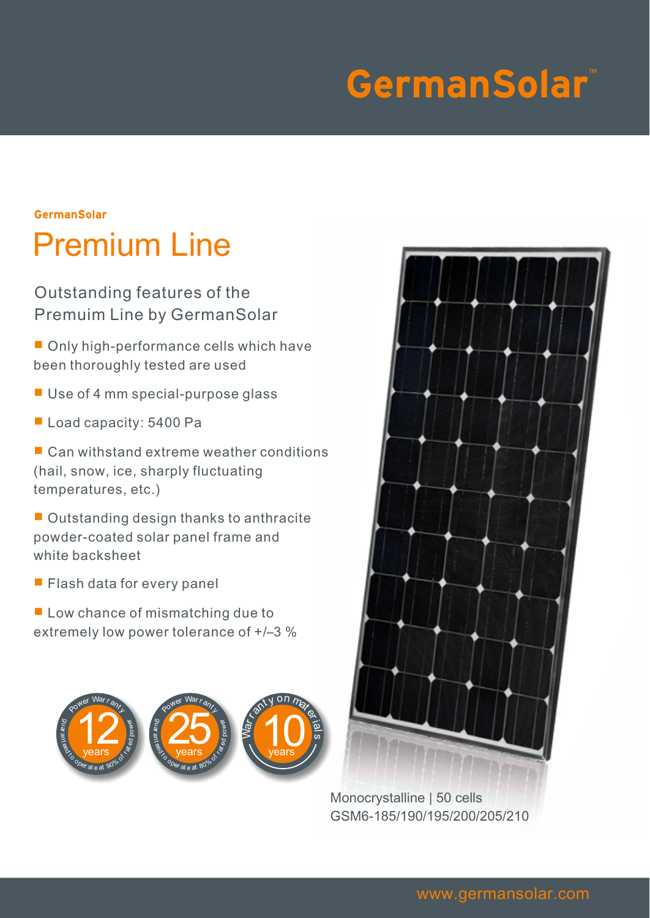# GermanSolar™

GermanSolar

## Premium Line

### Outstanding features of the Premuim Line by GermanSolar

- Only high-performance cells which have been thoroughly tested are used
- Use of 4 mm special-purpose glass
- Load capacity: 5400 Pa
- Can withstand extreme weather conditions (hail, snow, ice, sharply fluctuating temperatures, etc.)
- Outstanding design thanks to anthracite powder-coated solar panel frame and white backsheet
- Flash data for every panel
- Low chance of mismatching due to extremely low power tolerance of +/–3 %

Power Warranty 12 years guaranteed to operate at 90% of rated power

Power Warranty 25 years guaranteed to operate at 80% of rated power

Warranty on materials 10 years

Monocrystalline | 50 cells
GSM6-185/190/195/200/205/210

www.germansolar.com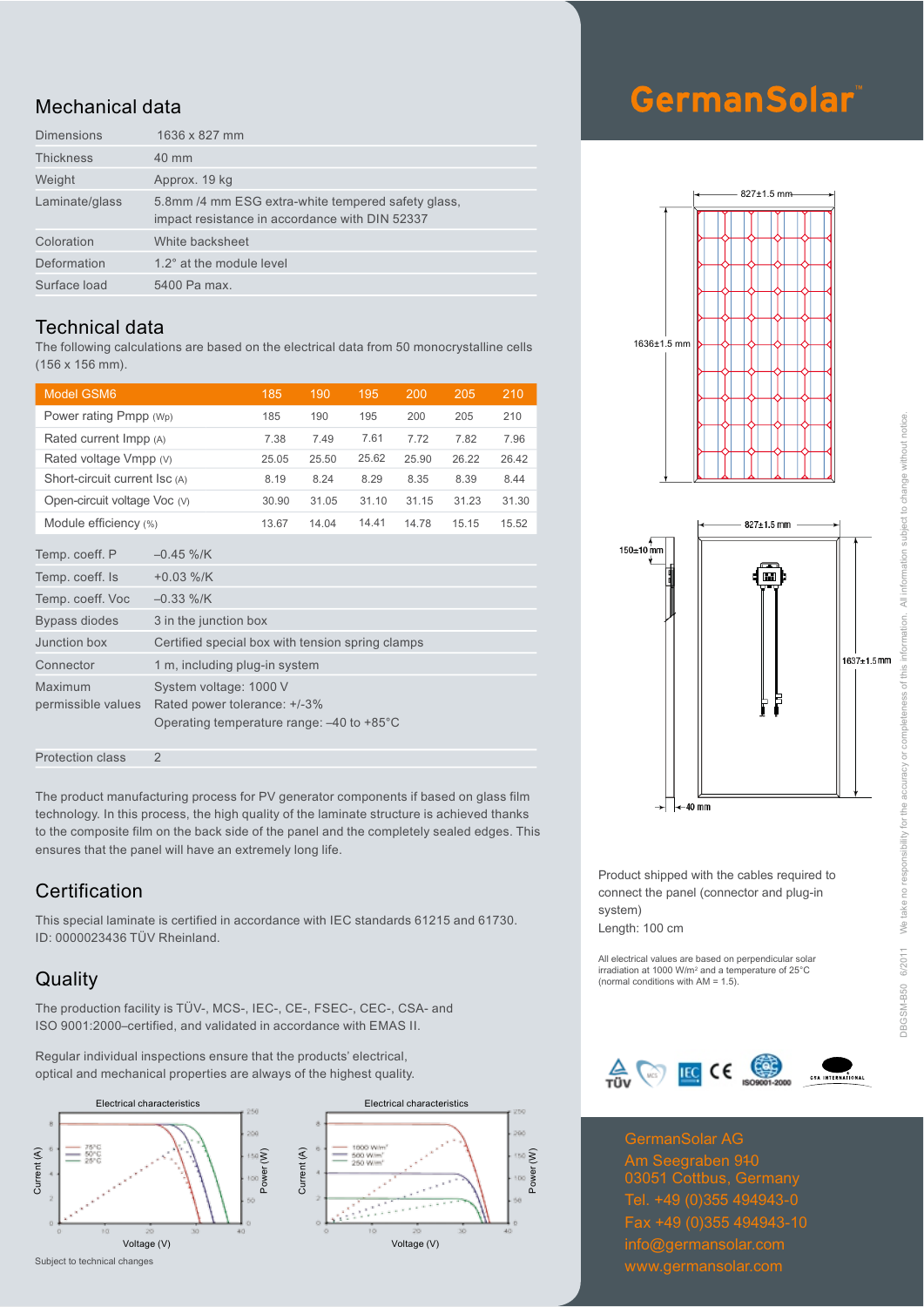# GermanSolar™

## Mechanical data

| | |
|---|---|
| Dimensions | 1636 x 827 mm |
| Thickness | 40 mm |
| Weight | Approx. 19 kg |
| Laminate/glass | 5.8mm /4 mm ESG extra-white tempered safety glass, impact resistance in accordance with DIN 52337 |
| Coloration | White backsheet |
| Deformation | 1.2° at the module level |
| Surface load | 5400 Pa max. |

## Technical data

The following calculations are based on the electrical data from 50 monocrystalline cells (156 x 156 mm).

| Model GSM6 | 185 | 190 | 195 | 200 | 205 | 210 |
|---|---|---|---|---|---|---|
| Power rating Pmpp (Wp) | 185 | 190 | 195 | 200 | 205 | 210 |
| Rated current Impp (A) | 7.38 | 7.49 | 7.61 | 7.72 | 7.82 | 7.96 |
| Rated voltage Vmpp (V) | 25.05 | 25.50 | 25.62 | 25.90 | 26.22 | 26.42 |
| Short-circuit current Isc (A) | 8.19 | 8.24 | 8.29 | 8.35 | 8.39 | 8.44 |
| Open-circuit voltage Voc (V) | 30.90 | 31.05 | 31.10 | 31.15 | 31.23 | 31.30 |
| Module efficiency (%) | 13.67 | 14.04 | 14.41 | 14.78 | 15.15 | 15.52 |

| | |
|---|---|
| Temp. coeff. P | –0.45 %/K |
| Temp. coeff. Is | +0.03 %/K |
| Temp. coeff. Voc | –0.33 %/K |
| Bypass diodes | 3 in the junction box |
| Junction box | Certified special box with tension spring clamps |
| Connector | 1 m, including plug-in system |
| Maximum permissible values | System voltage: 1000 V<br>Rated power tolerance: +/-3%<br>Operating temperature range: –40 to +85°C |
| Protection class | 2 |

The product manufacturing process for PV generator components if based on glass film technology. In this process, the high quality of the laminate structure is achieved thanks to the composite film on the back side of the panel and the completely sealed edges. This ensures that the panel will have an extremely long life.

## Certification

This special laminate is certified in accordance with IEC standards 61215 and 61730. ID: 0000023436 TÜV Rheinland.

## Quality

The production facility is TÜV-, MCS-, IEC-, CE-, FSEC-, CEC-, CSA- and ISO 9001:2000–certified, and validated in accordance with EMAS II.

Regular individual inspections ensure that the products' electrical, optical and mechanical properties are always of the highest quality.

Electrical characteristics
Current (A)
Power (W)
Voltage (V)
75°C
50°C
25°C

Electrical characteristics
Current (A)
Power (W)
Voltage (V)
1000 W/m²
500 W/m²
250 W/m²

Subject to technical changes

827±1.5 mm
1636±1.5 mm

827±1.5 mm
150±10 mm
1637±1.5 mm
40 mm

Product shipped with the cables required to connect the panel (connector and plug-in system)
Length: 100 cm

All electrical values are based on perpendicular solar irradiation at 1000 W/m² and a temperature of 25°C (normal conditions with AM = 1.5).

DBGSM-B50 6/2011 We take no responsibility for the accuracy or completeness of this information. All information subject to change without notice.

GermanSolar AG
Am Seegraben 910
03051 Cottbus, Germany
Tel. +49 (0)355 494943-0
Fax +49 (0)355 494943-10
info@germansolar.com
www.germansolar.com